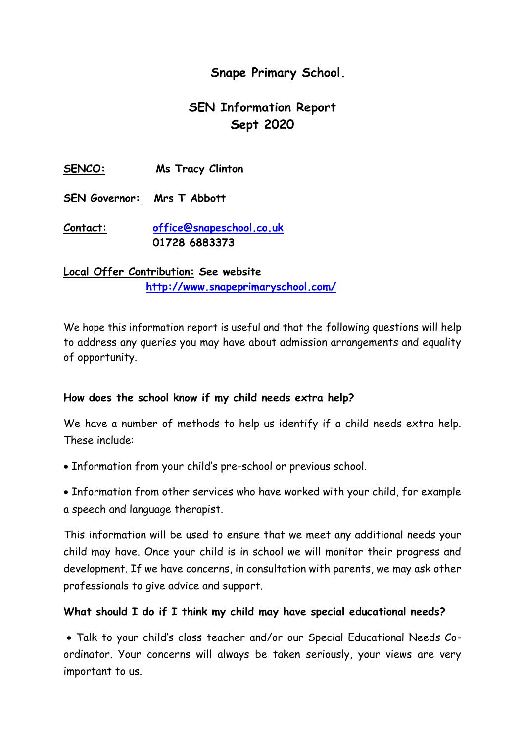# Snape Primary School.

## SEN Information Report
## Sept 2020

**SENCO:** **Ms Tracy Clinton**

**SEN Governor:** **Mrs T Abbott**

**Contact:** **office@snapeschool.co.uk**
**01728 6883373**

**Local Offer Contribution:** **See website**
**http://www.snapeprimaryschool.com/**

We hope this information report is useful and that the following questions will help to address any queries you may have about admission arrangements and equality of opportunity.

**How does the school know if my child needs extra help?**

We have a number of methods to help us identify if a child needs extra help. These include:

- Information from your child's pre-school or previous school.
- Information from other services who have worked with your child, for example a speech and language therapist.

This information will be used to ensure that we meet any additional needs your child may have. Once your child is in school we will monitor their progress and development. If we have concerns, in consultation with parents, we may ask other professionals to give advice and support.

**What should I do if I think my child may have special educational needs?**

- Talk to your child's class teacher and/or our Special Educational Needs Co-ordinator. Your concerns will always be taken seriously, your views are very important to us.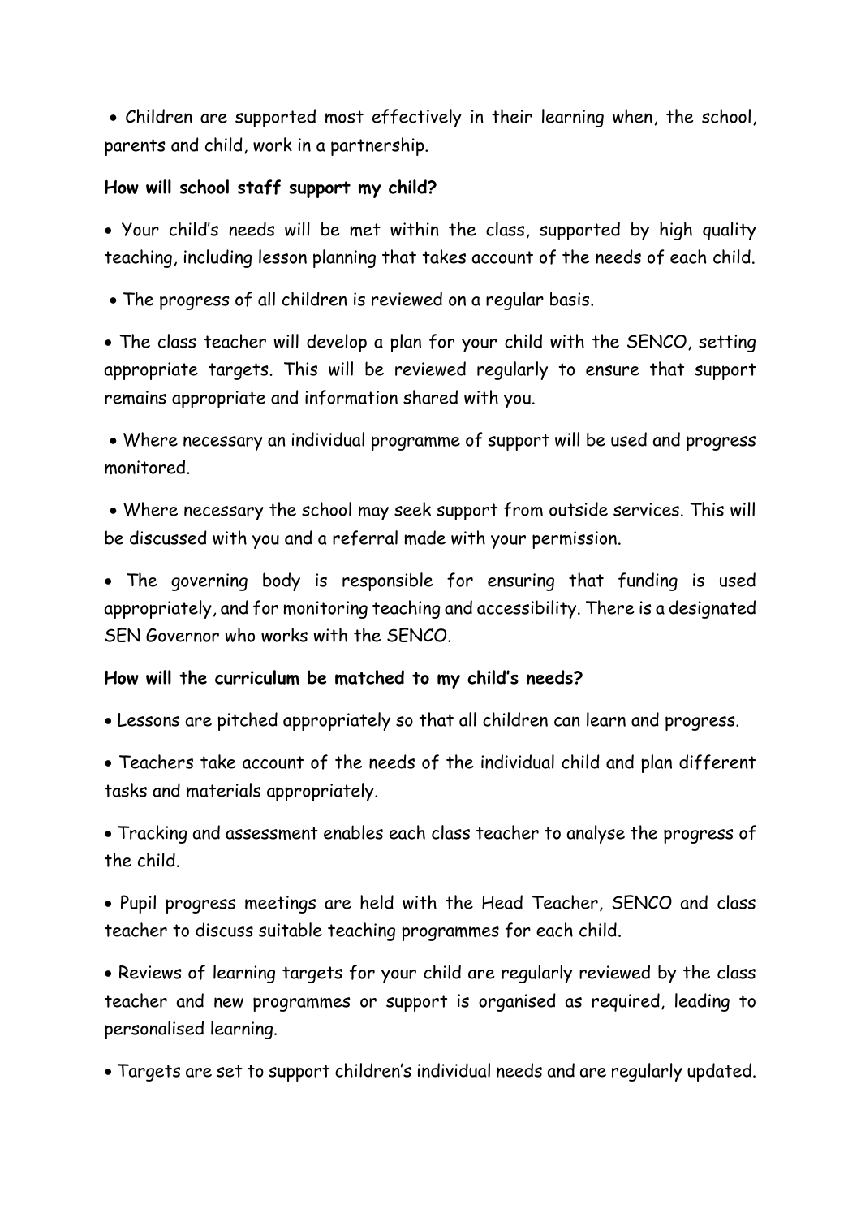- Children are supported most effectively in their learning when, the school, parents and child, work in a partnership.

**How will school staff support my child?**

- Your child's needs will be met within the class, supported by high quality teaching, including lesson planning that takes account of the needs of each child.
- The progress of all children is reviewed on a regular basis.
- The class teacher will develop a plan for your child with the SENCO, setting appropriate targets. This will be reviewed regularly to ensure that support remains appropriate and information shared with you.
- Where necessary an individual programme of support will be used and progress monitored.
- Where necessary the school may seek support from outside services. This will be discussed with you and a referral made with your permission.
- The governing body is responsible for ensuring that funding is used appropriately, and for monitoring teaching and accessibility. There is a designated SEN Governor who works with the SENCO.

**How will the curriculum be matched to my child's needs?**

- Lessons are pitched appropriately so that all children can learn and progress.
- Teachers take account of the needs of the individual child and plan different tasks and materials appropriately.
- Tracking and assessment enables each class teacher to analyse the progress of the child.
- Pupil progress meetings are held with the Head Teacher, SENCO and class teacher to discuss suitable teaching programmes for each child.
- Reviews of learning targets for your child are regularly reviewed by the class teacher and new programmes or support is organised as required, leading to personalised learning.
- Targets are set to support children's individual needs and are regularly updated.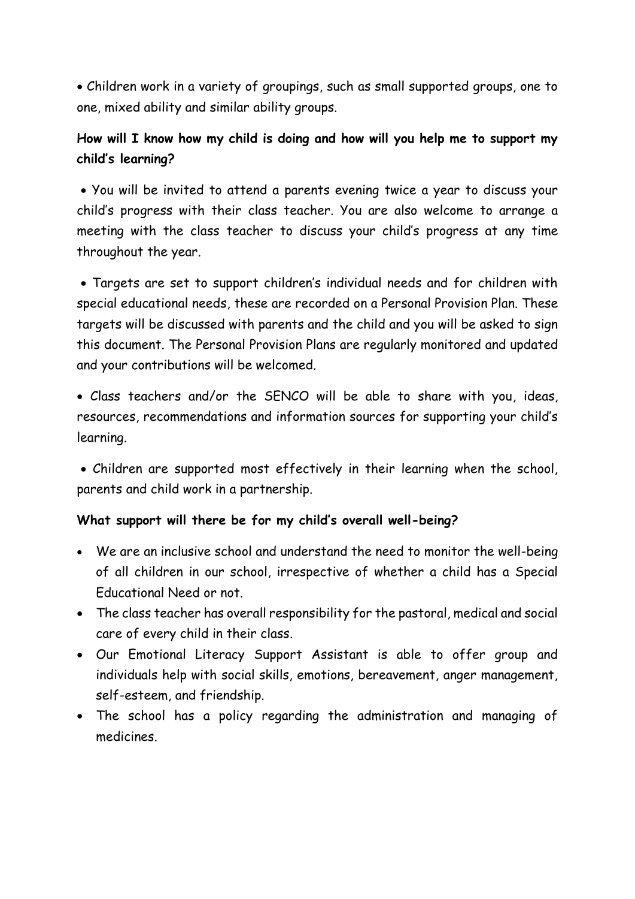- Children work in a variety of groupings, such as small supported groups, one to one, mixed ability and similar ability groups.

**How will I know how my child is doing and how will you help me to support my child's learning?**

- You will be invited to attend a parents evening twice a year to discuss your child's progress with their class teacher. You are also welcome to arrange a meeting with the class teacher to discuss your child's progress at any time throughout the year.

- Targets are set to support children's individual needs and for children with special educational needs, these are recorded on a Personal Provision Plan. These targets will be discussed with parents and the child and you will be asked to sign this document. The Personal Provision Plans are regularly monitored and updated and your contributions will be welcomed.

- Class teachers and/or the SENCO will be able to share with you, ideas, resources, recommendations and information sources for supporting your child's learning.

- Children are supported most effectively in their learning when the school, parents and child work in a partnership.

**What support will there be for my child's overall well-being?**

- We are an inclusive school and understand the need to monitor the well-being of all children in our school, irrespective of whether a child has a Special Educational Need or not.
- The class teacher has overall responsibility for the pastoral, medical and social care of every child in their class.
- Our Emotional Literacy Support Assistant is able to offer group and individuals help with social skills, emotions, bereavement, anger management, self-esteem, and friendship.
- The school has a policy regarding the administration and managing of medicines.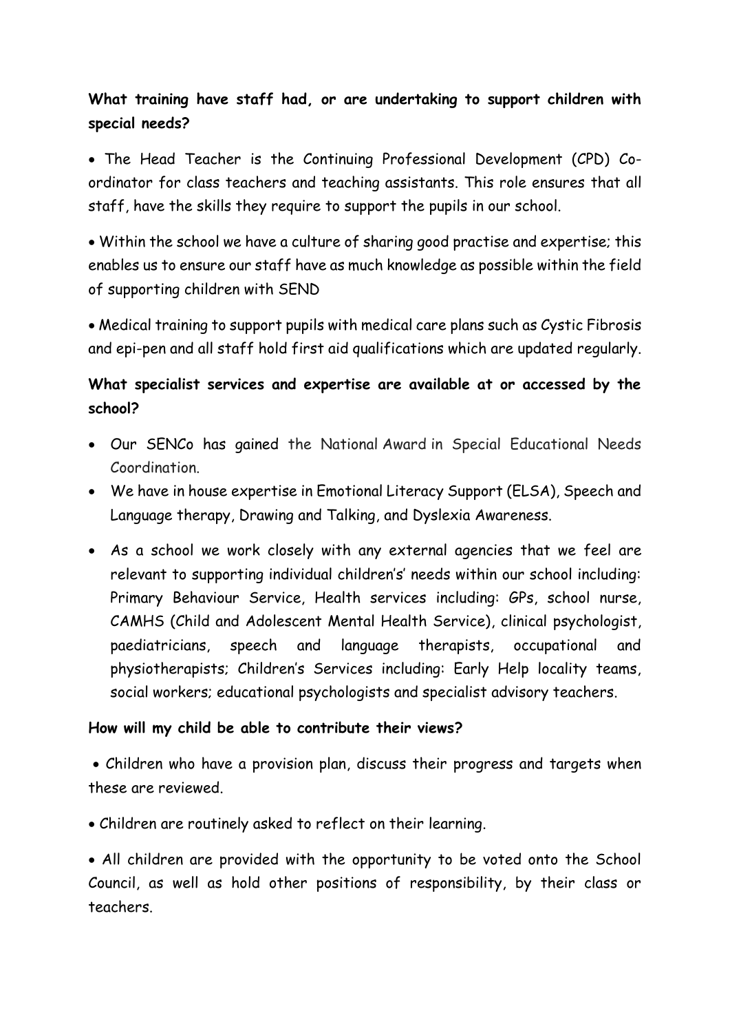**What training have staff had, or are undertaking to support children with special needs?**

- The Head Teacher is the Continuing Professional Development (CPD) Co-ordinator for class teachers and teaching assistants. This role ensures that all staff, have the skills they require to support the pupils in our school.

- Within the school we have a culture of sharing good practise and expertise; this enables us to ensure our staff have as much knowledge as possible within the field of supporting children with SEND

- Medical training to support pupils with medical care plans such as Cystic Fibrosis and epi-pen and all staff hold first aid qualifications which are updated regularly.

**What specialist services and expertise are available at or accessed by the school?**

- Our SENCo has gained the National Award in Special Educational Needs Coordination.
- We have in house expertise in Emotional Literacy Support (ELSA), Speech and Language therapy, Drawing and Talking, and Dyslexia Awareness.
- As a school we work closely with any external agencies that we feel are relevant to supporting individual children's' needs within our school including: Primary Behaviour Service, Health services including: GPs, school nurse, CAMHS (Child and Adolescent Mental Health Service), clinical psychologist, paediatricians, speech and language therapists, occupational and physiotherapists; Children's Services including: Early Help locality teams, social workers; educational psychologists and specialist advisory teachers.

**How will my child be able to contribute their views?**

- Children who have a provision plan, discuss their progress and targets when these are reviewed.

- Children are routinely asked to reflect on their learning.

- All children are provided with the opportunity to be voted onto the School Council, as well as hold other positions of responsibility, by their class or teachers.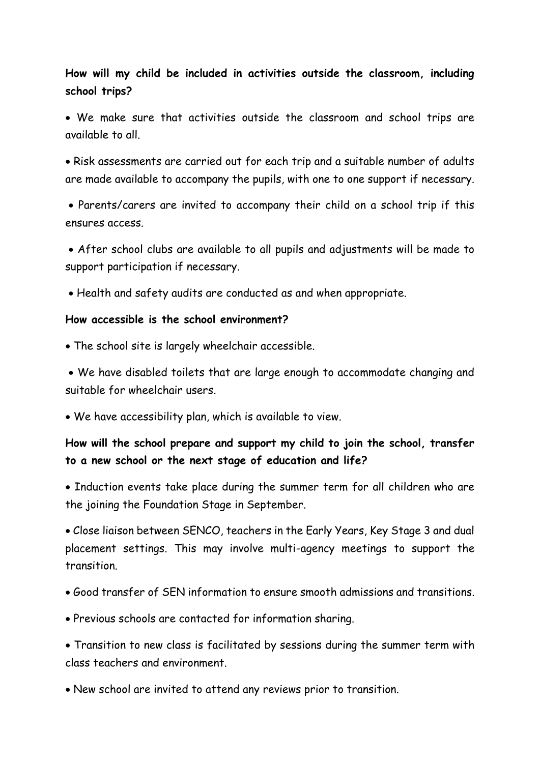**How will my child be included in activities outside the classroom, including school trips?**

- We make sure that activities outside the classroom and school trips are available to all.
- Risk assessments are carried out for each trip and a suitable number of adults are made available to accompany the pupils, with one to one support if necessary.
- Parents/carers are invited to accompany their child on a school trip if this ensures access.
- After school clubs are available to all pupils and adjustments will be made to support participation if necessary.
- Health and safety audits are conducted as and when appropriate.

**How accessible is the school environment?**

- The school site is largely wheelchair accessible.
- We have disabled toilets that are large enough to accommodate changing and suitable for wheelchair users.
- We have accessibility plan, which is available to view.

**How will the school prepare and support my child to join the school, transfer to a new school or the next stage of education and life?**

- Induction events take place during the summer term for all children who are the joining the Foundation Stage in September.
- Close liaison between SENCO, teachers in the Early Years, Key Stage 3 and dual placement settings. This may involve multi-agency meetings to support the transition.
- Good transfer of SEN information to ensure smooth admissions and transitions.
- Previous schools are contacted for information sharing.
- Transition to new class is facilitated by sessions during the summer term with class teachers and environment.
- New school are invited to attend any reviews prior to transition.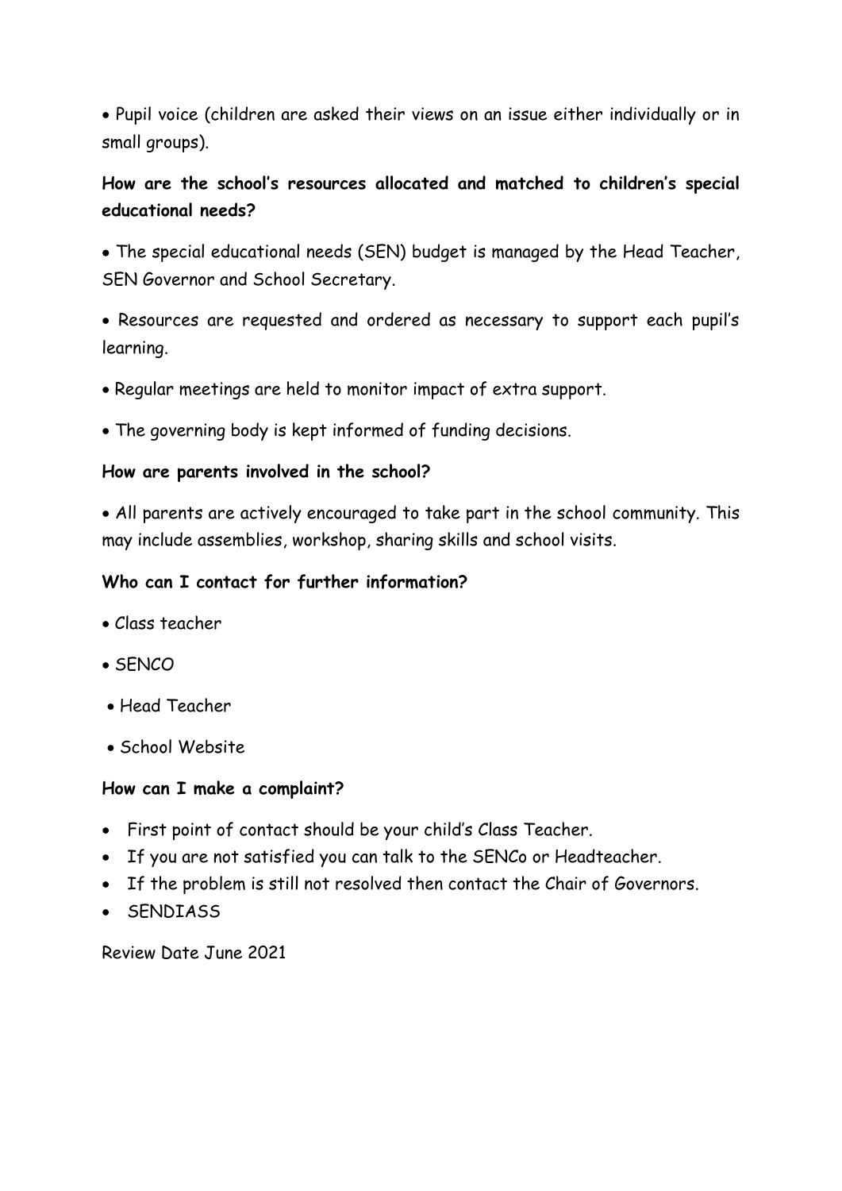- Pupil voice (children are asked their views on an issue either individually or in small groups).

**How are the school's resources allocated and matched to children's special educational needs?**

- The special educational needs (SEN) budget is managed by the Head Teacher, SEN Governor and School Secretary.
- Resources are requested and ordered as necessary to support each pupil's learning.
- Regular meetings are held to monitor impact of extra support.
- The governing body is kept informed of funding decisions.

**How are parents involved in the school?**

- All parents are actively encouraged to take part in the school community. This may include assemblies, workshop, sharing skills and school visits.

**Who can I contact for further information?**

- Class teacher
- SENCO
- Head Teacher
- School Website

**How can I make a complaint?**

- First point of contact should be your child's Class Teacher.
- If you are not satisfied you can talk to the SENCo or Headteacher.
- If the problem is still not resolved then contact the Chair of Governors.
- SENDIASS

Review Date June 2021